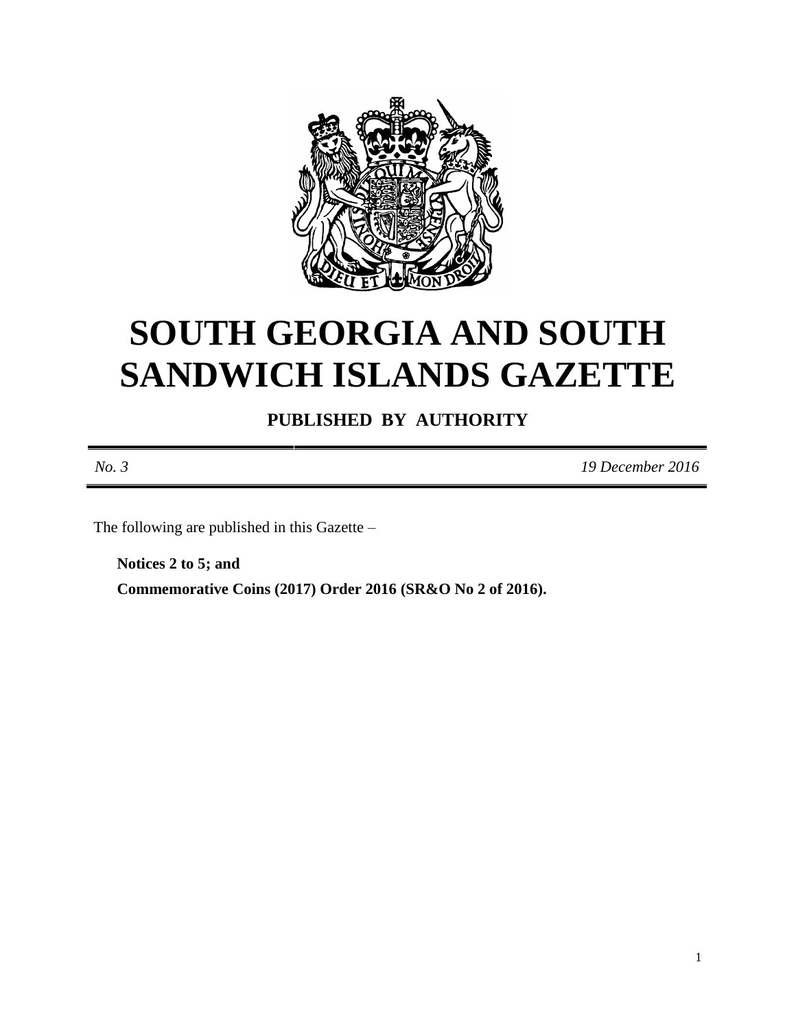# SOUTH GEORGIA AND SOUTH SANDWICH ISLANDS GAZETTE

**PUBLISHED BY AUTHORITY**

*No. 3* *19 December 2016*

The following are published in this Gazette –

**Notices 2 to 5; and**

**Commemorative Coins (2017) Order 2016 (SR&O No 2 of 2016).**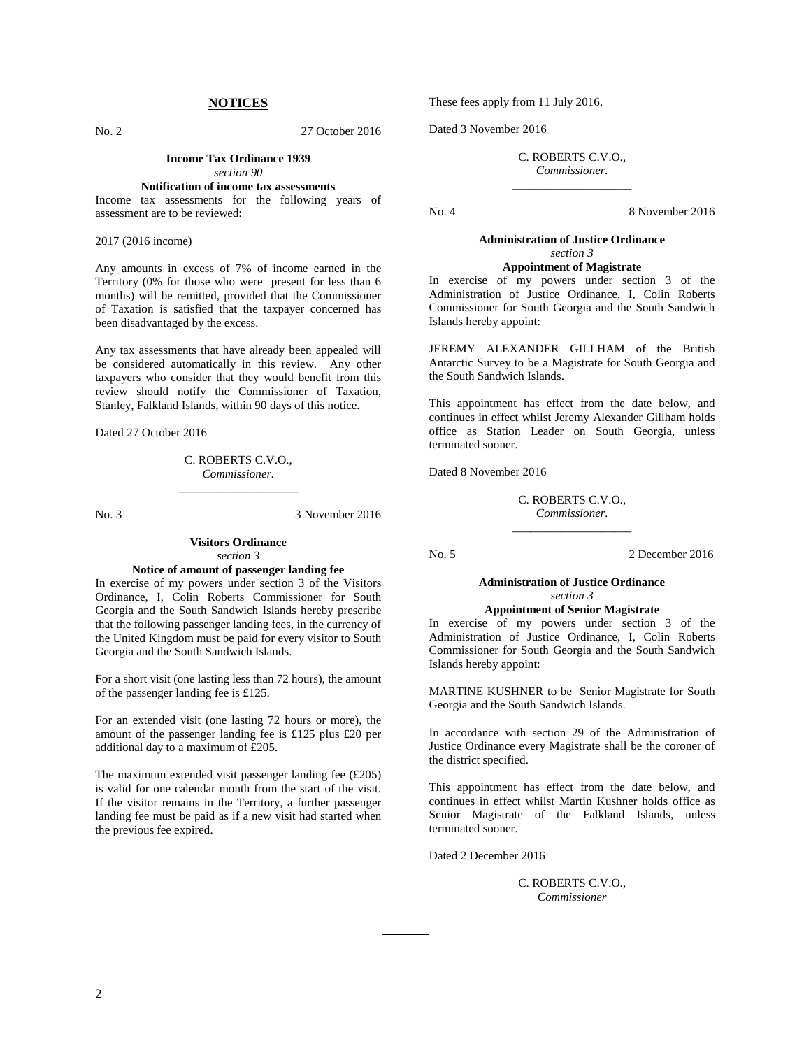## NOTICES

No. 2 27 October 2016

**Income Tax Ordinance 1939**
*section 90*
**Notification of income tax assessments**

Income tax assessments for the following years of assessment are to be reviewed:

2017 (2016 income)

Any amounts in excess of 7% of income earned in the Territory (0% for those who were present for less than 6 months) will be remitted, provided that the Commissioner of Taxation is satisfied that the taxpayer concerned has been disadvantaged by the excess.

Any tax assessments that have already been appealed will be considered automatically in this review. Any other taxpayers who consider that they would benefit from this review should notify the Commissioner of Taxation, Stanley, Falkland Islands, within 90 days of this notice.

Dated 27 October 2016

C. ROBERTS C.V.O.,
*Commissioner.*

---

No. 3 3 November 2016

**Visitors Ordinance**
*section 3*
**Notice of amount of passenger landing fee**

In exercise of my powers under section 3 of the Visitors Ordinance, I, Colin Roberts Commissioner for South Georgia and the South Sandwich Islands hereby prescribe that the following passenger landing fees, in the currency of the United Kingdom must be paid for every visitor to South Georgia and the South Sandwich Islands.

For a short visit (one lasting less than 72 hours), the amount of the passenger landing fee is £125.

For an extended visit (one lasting 72 hours or more), the amount of the passenger landing fee is £125 plus £20 per additional day to a maximum of £205.

The maximum extended visit passenger landing fee (£205) is valid for one calendar month from the start of the visit. If the visitor remains in the Territory, a further passenger landing fee must be paid as if a new visit had started when the previous fee expired.

These fees apply from 11 July 2016.

Dated 3 November 2016

C. ROBERTS C.V.O.,
*Commissioner.*

---

No. 4 8 November 2016

**Administration of Justice Ordinance**
*section 3*
**Appointment of Magistrate**

In exercise of my powers under section 3 of the Administration of Justice Ordinance, I, Colin Roberts Commissioner for South Georgia and the South Sandwich Islands hereby appoint:

JEREMY ALEXANDER GILLHAM of the British Antarctic Survey to be a Magistrate for South Georgia and the South Sandwich Islands.

This appointment has effect from the date below, and continues in effect whilst Jeremy Alexander Gillham holds office as Station Leader on South Georgia, unless terminated sooner.

Dated 8 November 2016

C. ROBERTS C.V.O.,
*Commissioner.*

---

No. 5 2 December 2016

**Administration of Justice Ordinance**
*section 3*
**Appointment of Senior Magistrate**

In exercise of my powers under section 3 of the Administration of Justice Ordinance, I, Colin Roberts Commissioner for South Georgia and the South Sandwich Islands hereby appoint:

MARTINE KUSHNER to be Senior Magistrate for South Georgia and the South Sandwich Islands.

In accordance with section 29 of the Administration of Justice Ordinance every Magistrate shall be the coroner of the district specified.

This appointment has effect from the date below, and continues in effect whilst Martin Kushner holds office as Senior Magistrate of the Falkland Islands, unless terminated sooner.

Dated 2 December 2016

C. ROBERTS C.V.O.,
*Commissioner*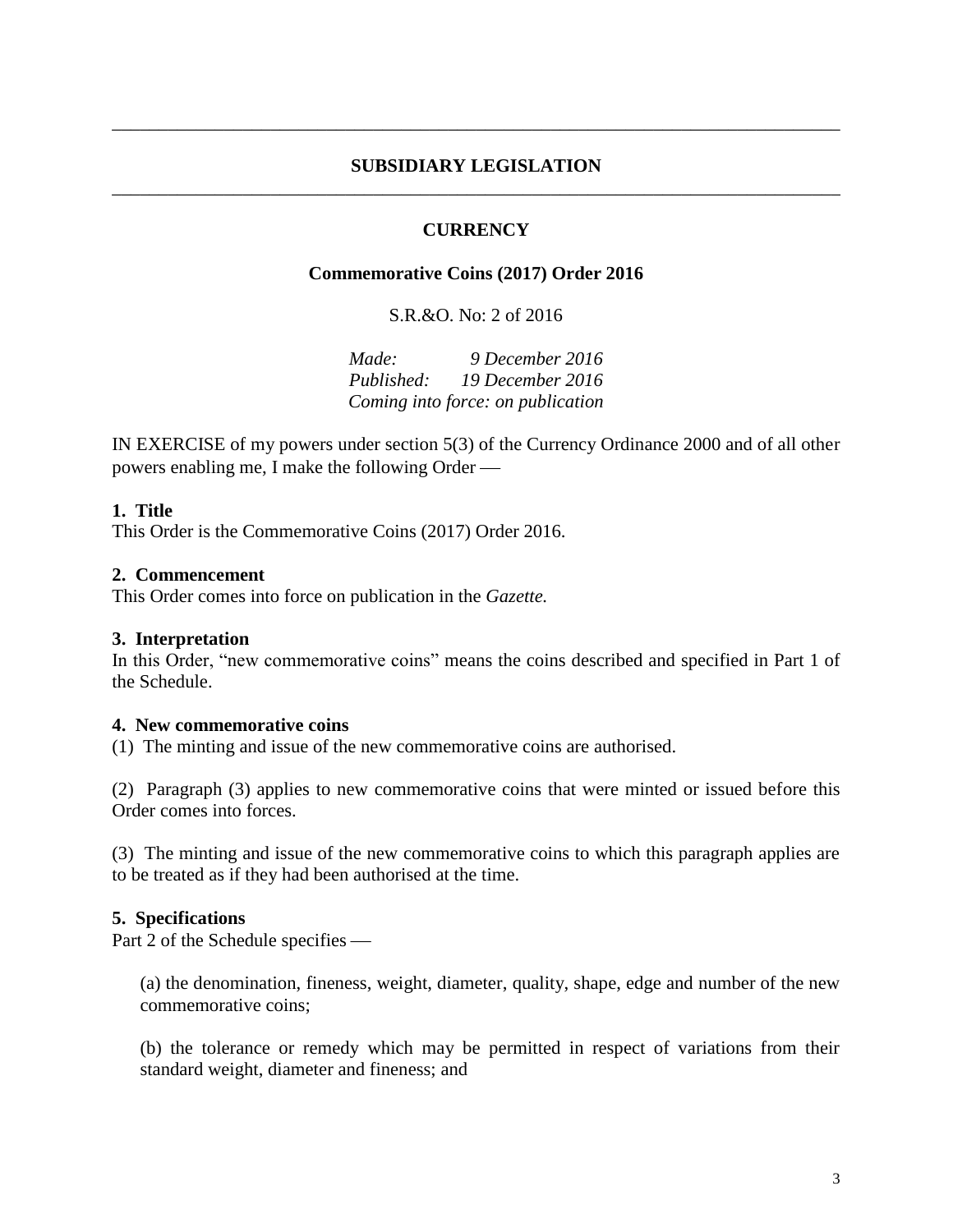## SUBSIDIARY LEGISLATION

### CURRENCY

### Commemorative Coins (2017) Order 2016

S.R.&O. No: 2 of 2016

*Made: 9 December 2016*
*Published: 19 December 2016*
*Coming into force: on publication*

IN EXERCISE of my powers under section 5(3) of the Currency Ordinance 2000 and of all other powers enabling me, I make the following Order —

**1. Title**
This Order is the Commemorative Coins (2017) Order 2016.

**2. Commencement**
This Order comes into force on publication in the *Gazette.*

**3. Interpretation**
In this Order, "new commemorative coins" means the coins described and specified in Part 1 of the Schedule.

**4. New commemorative coins**
(1) The minting and issue of the new commemorative coins are authorised.

(2) Paragraph (3) applies to new commemorative coins that were minted or issued before this Order comes into forces.

(3) The minting and issue of the new commemorative coins to which this paragraph applies are to be treated as if they had been authorised at the time.

**5. Specifications**
Part 2 of the Schedule specifies —

(a) the denomination, fineness, weight, diameter, quality, shape, edge and number of the new commemorative coins;

(b) the tolerance or remedy which may be permitted in respect of variations from their standard weight, diameter and fineness; and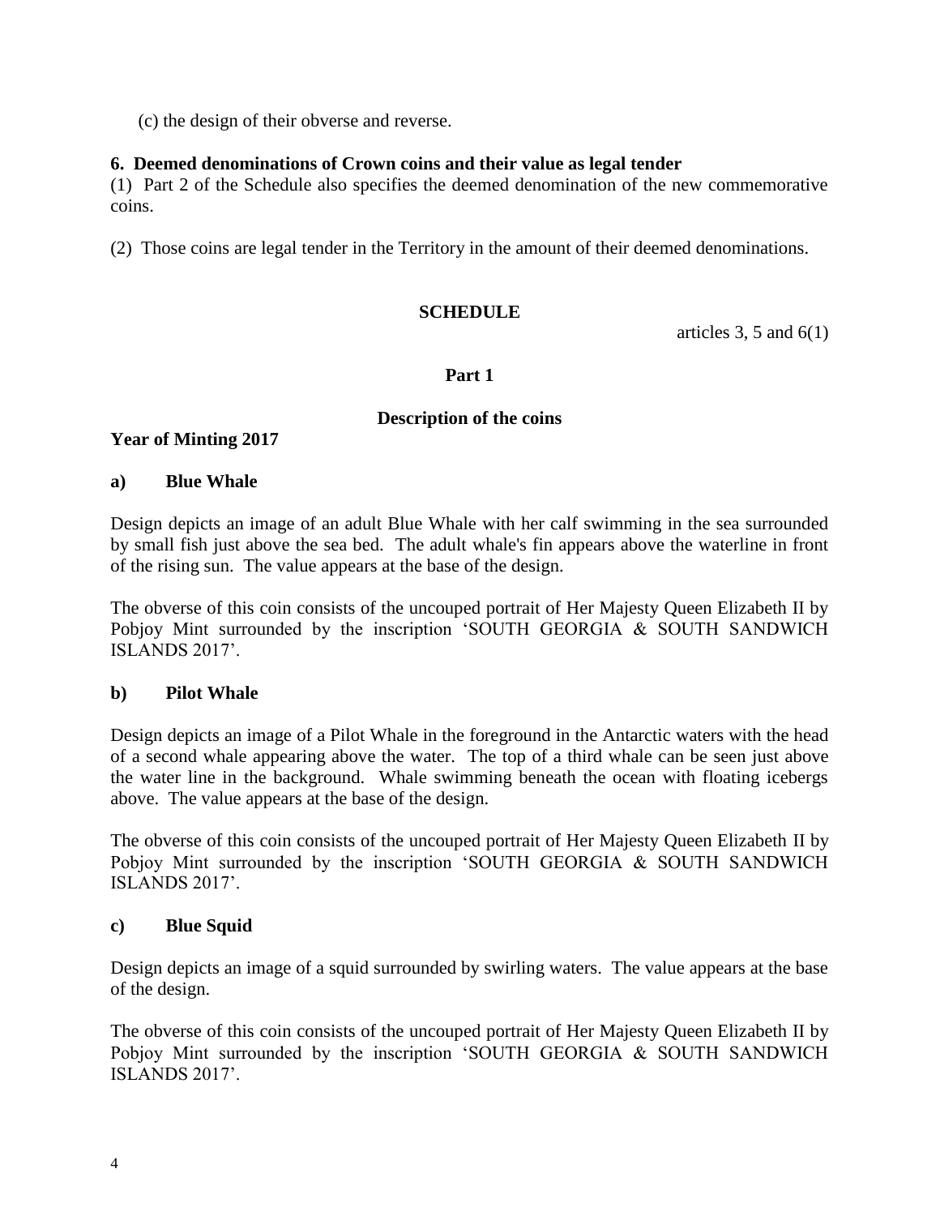(c) the design of their obverse and reverse.

**6. Deemed denominations of Crown coins and their value as legal tender**

(1) Part 2 of the Schedule also specifies the deemed denomination of the new commemorative coins.

(2) Those coins are legal tender in the Territory in the amount of their deemed denominations.

**SCHEDULE**

articles 3, 5 and 6(1)

**Part 1**

**Description of the coins**

**Year of Minting 2017**

**a) Blue Whale**

Design depicts an image of an adult Blue Whale with her calf swimming in the sea surrounded by small fish just above the sea bed. The adult whale's fin appears above the waterline in front of the rising sun. The value appears at the base of the design.

The obverse of this coin consists of the uncouped portrait of Her Majesty Queen Elizabeth II by Pobjoy Mint surrounded by the inscription 'SOUTH GEORGIA & SOUTH SANDWICH ISLANDS 2017'.

**b) Pilot Whale**

Design depicts an image of a Pilot Whale in the foreground in the Antarctic waters with the head of a second whale appearing above the water. The top of a third whale can be seen just above the water line in the background. Whale swimming beneath the ocean with floating icebergs above. The value appears at the base of the design.

The obverse of this coin consists of the uncouped portrait of Her Majesty Queen Elizabeth II by Pobjoy Mint surrounded by the inscription 'SOUTH GEORGIA & SOUTH SANDWICH ISLANDS 2017'.

**c) Blue Squid**

Design depicts an image of a squid surrounded by swirling waters. The value appears at the base of the design.

The obverse of this coin consists of the uncouped portrait of Her Majesty Queen Elizabeth II by Pobjoy Mint surrounded by the inscription 'SOUTH GEORGIA & SOUTH SANDWICH ISLANDS 2017'.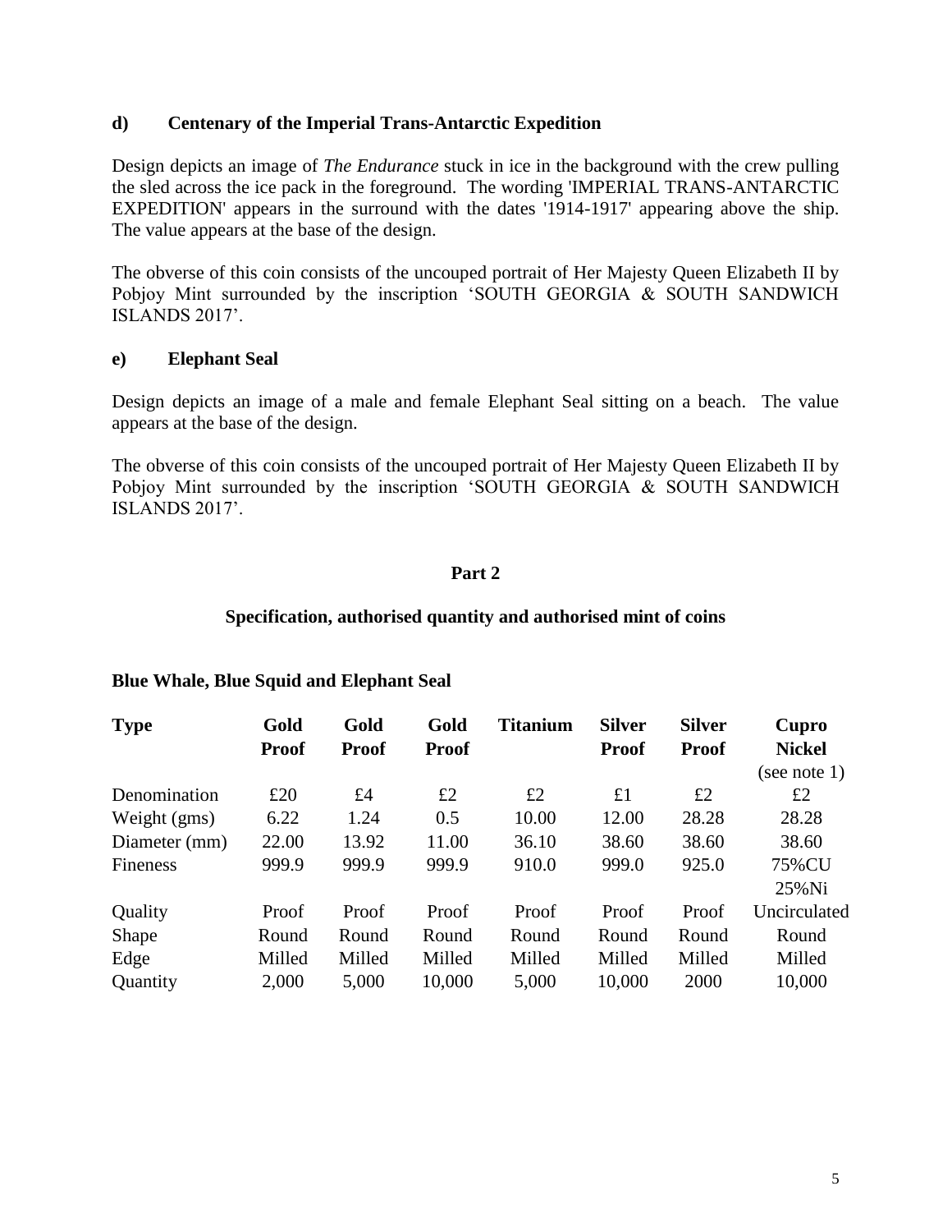### d) Centenary of the Imperial Trans-Antarctic Expedition

Design depicts an image of *The Endurance* stuck in ice in the background with the crew pulling the sled across the ice pack in the foreground. The wording 'IMPERIAL TRANS-ANTARCTIC EXPEDITION' appears in the surround with the dates '1914-1917' appearing above the ship. The value appears at the base of the design.

The obverse of this coin consists of the uncouped portrait of Her Majesty Queen Elizabeth II by Pobjoy Mint surrounded by the inscription 'SOUTH GEORGIA & SOUTH SANDWICH ISLANDS 2017'.

### e) Elephant Seal

Design depicts an image of a male and female Elephant Seal sitting on a beach. The value appears at the base of the design.

The obverse of this coin consists of the uncouped portrait of Her Majesty Queen Elizabeth II by Pobjoy Mint surrounded by the inscription 'SOUTH GEORGIA & SOUTH SANDWICH ISLANDS 2017'.

## Part 2

### Specification, authorised quantity and authorised mint of coins

**Blue Whale, Blue Squid and Elephant Seal**

| Type | Gold Proof | Gold Proof | Gold Proof | Titanium | Silver Proof | Silver Proof | Cupro Nickel (see note 1) |
|---|---|---|---|---|---|---|---|
| Denomination | £20 | £4 | £2 | £2 | £1 | £2 | £2 |
| Weight (gms) | 6.22 | 1.24 | 0.5 | 10.00 | 12.00 | 28.28 | 28.28 |
| Diameter (mm) | 22.00 | 13.92 | 11.00 | 36.10 | 38.60 | 38.60 | 38.60 |
| Fineness | 999.9 | 999.9 | 999.9 | 910.0 | 999.0 | 925.0 | 75%CU 25%Ni |
| Quality | Proof | Proof | Proof | Proof | Proof | Proof | Uncirculated |
| Shape | Round | Round | Round | Round | Round | Round | Round |
| Edge | Milled | Milled | Milled | Milled | Milled | Milled | Milled |
| Quantity | 2,000 | 5,000 | 10,000 | 5,000 | 10,000 | 2000 | 10,000 |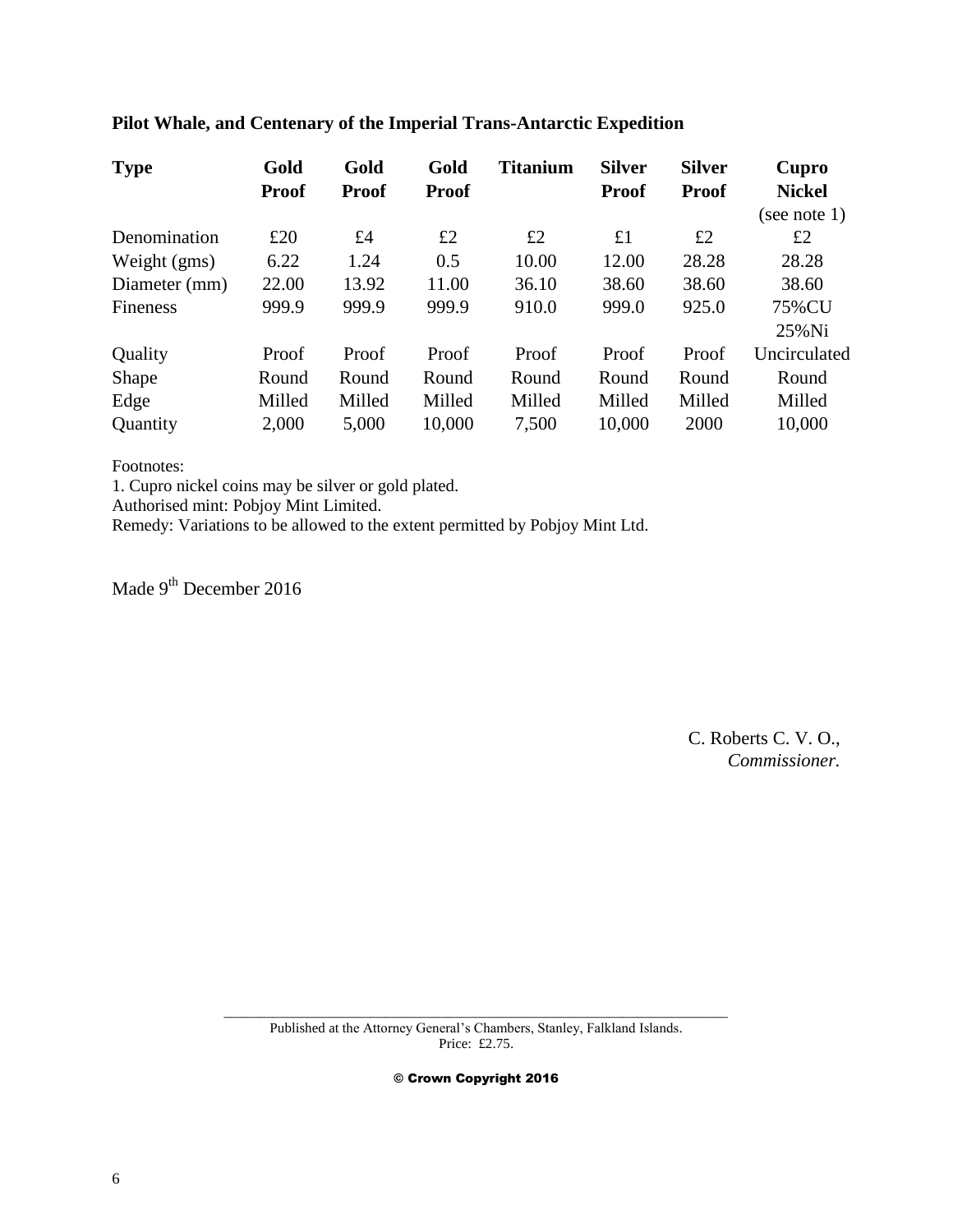**Pilot Whale, and Centenary of the Imperial Trans-Antarctic Expedition**

| Type | Gold Proof | Gold Proof | Gold Proof | Titanium | Silver Proof | Silver Proof | Cupro Nickel (see note 1) |
|---|---|---|---|---|---|---|---|
| Denomination | £20 | £4 | £2 | £2 | £1 | £2 | £2 |
| Weight (gms) | 6.22 | 1.24 | 0.5 | 10.00 | 12.00 | 28.28 | 28.28 |
| Diameter (mm) | 22.00 | 13.92 | 11.00 | 36.10 | 38.60 | 38.60 | 38.60 |
| Fineness | 999.9 | 999.9 | 999.9 | 910.0 | 999.0 | 925.0 | 75%CU 25%Ni |
| Quality | Proof | Proof | Proof | Proof | Proof | Proof | Uncirculated |
| Shape | Round | Round | Round | Round | Round | Round | Round |
| Edge | Milled | Milled | Milled | Milled | Milled | Milled | Milled |
| Quantity | 2,000 | 5,000 | 10,000 | 7,500 | 10,000 | 2000 | 10,000 |

Footnotes:
1. Cupro nickel coins may be silver or gold plated.
Authorised mint: Pobjoy Mint Limited.
Remedy: Variations to be allowed to the extent permitted by Pobjoy Mint Ltd.

Made 9th December 2016

C. Roberts C. V. O.,
*Commissioner.*

Published at the Attorney General's Chambers, Stanley, Falkland Islands.
Price: £2.75.

© Crown Copyright 2016